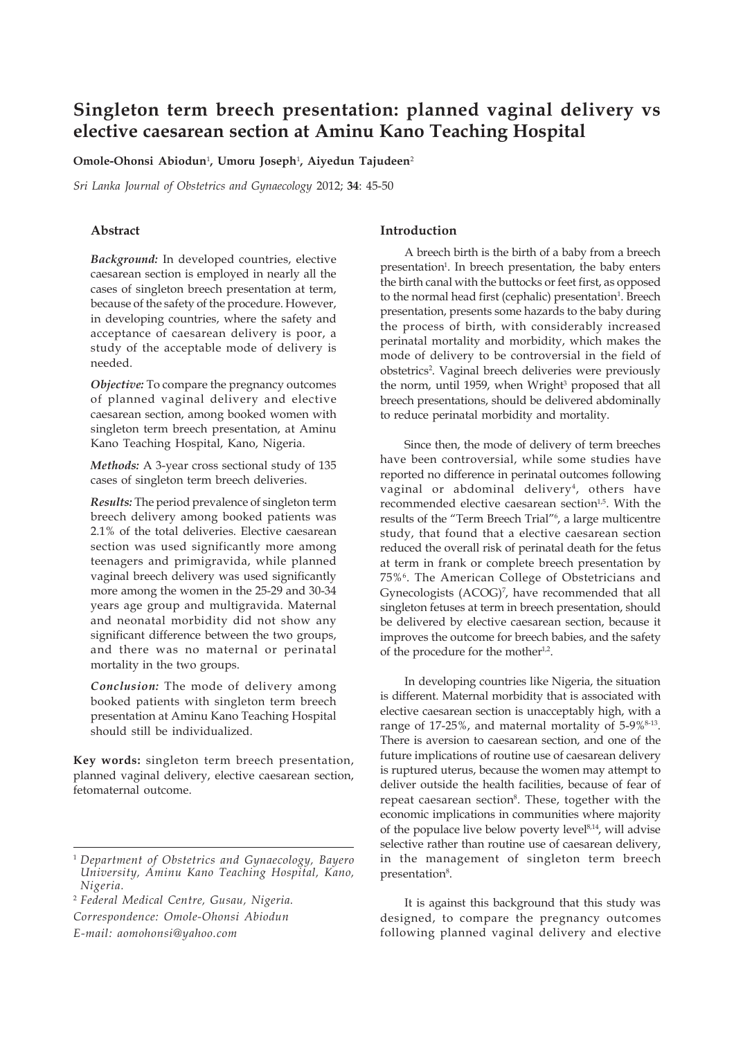# Singleton term breech presentation: planned vaginal delivery vs elective caesarean section at Aminu Kano Teaching Hospital

**Omole-Ohonsi Abiodun**[1], **Umoru Joseph**[1], **Aiyedun Tajudeen**[2]

*Sri Lanka Journal of Obstetrics and Gynaecology* 2012; **34**: 45-50

## Abstract

***Background:*** In developed countries, elective caesarean section is employed in nearly all the cases of singleton breech presentation at term, because of the safety of the procedure. However, in developing countries, where the safety and acceptance of caesarean delivery is poor, a study of the acceptable mode of delivery is needed.

***Objective:*** To compare the pregnancy outcomes of planned vaginal delivery and elective caesarean section, among booked women with singleton term breech presentation, at Aminu Kano Teaching Hospital, Kano, Nigeria.

***Methods:*** A 3-year cross sectional study of 135 cases of singleton term breech deliveries.

***Results:*** The period prevalence of singleton term breech delivery among booked patients was 2.1% of the total deliveries. Elective caesarean section was used significantly more among teenagers and primigravida, while planned vaginal breech delivery was used significantly more among the women in the 25-29 and 30-34 years age group and multigravida. Maternal and neonatal morbidity did not show any significant difference between the two groups, and there was no maternal or perinatal mortality in the two groups.

***Conclusion:*** The mode of delivery among booked patients with singleton term breech presentation at Aminu Kano Teaching Hospital should still be individualized.

**Key words:** singleton term breech presentation, planned vaginal delivery, elective caesarean section, fetomaternal outcome.

[1] *Department of Obstetrics and Gynaecology, Bayero University, Aminu Kano Teaching Hospital, Kano, Nigeria.*

[2] *Federal Medical Centre, Gusau, Nigeria.*

*Correspondence: Omole-Ohonsi Abiodun*

*E-mail: aomohonsi@yahoo.com*

## Introduction

A breech birth is the birth of a baby from a breech presentation[1]. In breech presentation, the baby enters the birth canal with the buttocks or feet first, as opposed to the normal head first (cephalic) presentation[1]. Breech presentation, presents some hazards to the baby during the process of birth, with considerably increased perinatal mortality and morbidity, which makes the mode of delivery to be controversial in the field of obstetrics[2]. Vaginal breech deliveries were previously the norm, until 1959, when Wright[3] proposed that all breech presentations, should be delivered abdominally to reduce perinatal morbidity and mortality.

Since then, the mode of delivery of term breeches have been controversial, while some studies have reported no difference in perinatal outcomes following vaginal or abdominal delivery[4], others have recommended elective caesarean section[1,5]. With the results of the "Term Breech Trial"[6], a large multicentre study, that found that a elective caesarean section reduced the overall risk of perinatal death for the fetus at term in frank or complete breech presentation by 75%[6]. The American College of Obstetricians and Gynecologists (ACOG)[7], have recommended that all singleton fetuses at term in breech presentation, should be delivered by elective caesarean section, because it improves the outcome for breech babies, and the safety of the procedure for the mother[1,2].

In developing countries like Nigeria, the situation is different. Maternal morbidity that is associated with elective caesarean section is unacceptably high, with a range of 17-25%, and maternal mortality of 5-9%[8-13]. There is aversion to caesarean section, and one of the future implications of routine use of caesarean delivery is ruptured uterus, because the women may attempt to deliver outside the health facilities, because of fear of repeat caesarean section[8]. These, together with the economic implications in communities where majority of the populace live below poverty level[8,14], will advise selective rather than routine use of caesarean delivery, in the management of singleton term breech presentation[8].

It is against this background that this study was designed, to compare the pregnancy outcomes following planned vaginal delivery and elective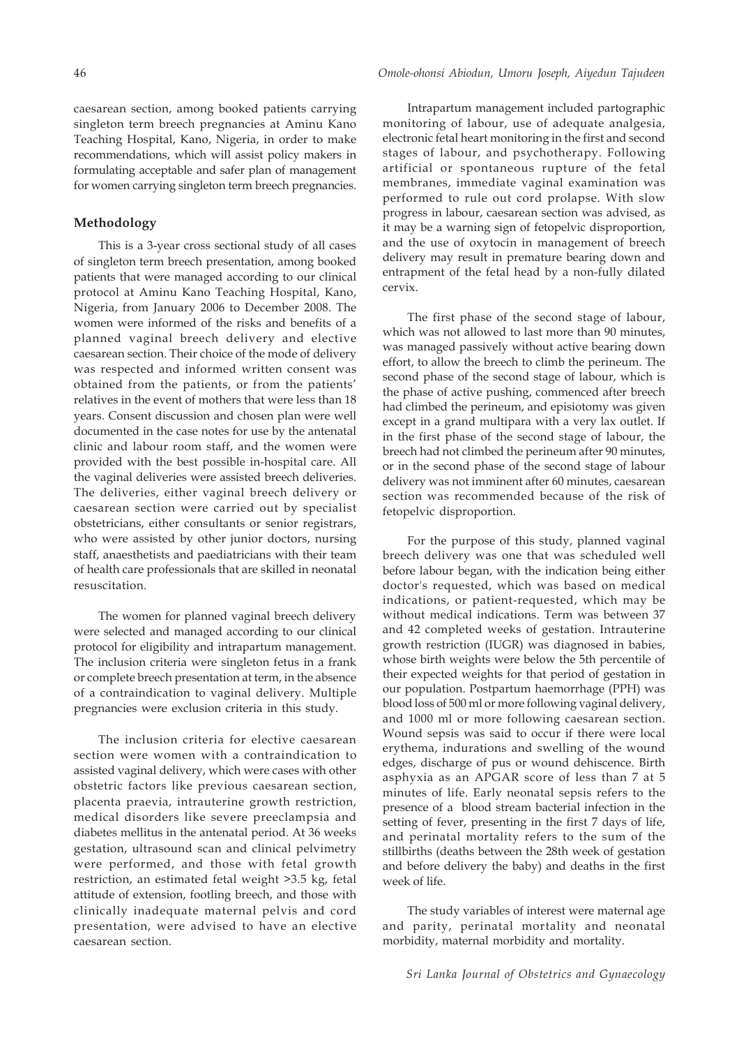caesarean section, among booked patients carrying singleton term breech pregnancies at Aminu Kano Teaching Hospital, Kano, Nigeria, in order to make recommendations, which will assist policy makers in formulating acceptable and safer plan of management for women carrying singleton term breech pregnancies.

## Methodology

This is a 3-year cross sectional study of all cases of singleton term breech presentation, among booked patients that were managed according to our clinical protocol at Aminu Kano Teaching Hospital, Kano, Nigeria, from January 2006 to December 2008. The women were informed of the risks and benefits of a planned vaginal breech delivery and elective caesarean section. Their choice of the mode of delivery was respected and informed written consent was obtained from the patients, or from the patients' relatives in the event of mothers that were less than 18 years. Consent discussion and chosen plan were well documented in the case notes for use by the antenatal clinic and labour room staff, and the women were provided with the best possible in-hospital care. All the vaginal deliveries were assisted breech deliveries. The deliveries, either vaginal breech delivery or caesarean section were carried out by specialist obstetricians, either consultants or senior registrars, who were assisted by other junior doctors, nursing staff, anaesthetists and paediatricians with their team of health care professionals that are skilled in neonatal resuscitation.

The women for planned vaginal breech delivery were selected and managed according to our clinical protocol for eligibility and intrapartum management. The inclusion criteria were singleton fetus in a frank or complete breech presentation at term, in the absence of a contraindication to vaginal delivery. Multiple pregnancies were exclusion criteria in this study.

The inclusion criteria for elective caesarean section were women with a contraindication to assisted vaginal delivery, which were cases with other obstetric factors like previous caesarean section, placenta praevia, intrauterine growth restriction, medical disorders like severe preeclampsia and diabetes mellitus in the antenatal period. At 36 weeks gestation, ultrasound scan and clinical pelvimetry were performed, and those with fetal growth restriction, an estimated fetal weight >3.5 kg, fetal attitude of extension, footling breech, and those with clinically inadequate maternal pelvis and cord presentation, were advised to have an elective caesarean section.

Intrapartum management included partographic monitoring of labour, use of adequate analgesia, electronic fetal heart monitoring in the first and second stages of labour, and psychotherapy. Following artificial or spontaneous rupture of the fetal membranes, immediate vaginal examination was performed to rule out cord prolapse. With slow progress in labour, caesarean section was advised, as it may be a warning sign of fetopelvic disproportion, and the use of oxytocin in management of breech delivery may result in premature bearing down and entrapment of the fetal head by a non-fully dilated cervix.

The first phase of the second stage of labour, which was not allowed to last more than 90 minutes, was managed passively without active bearing down effort, to allow the breech to climb the perineum. The second phase of the second stage of labour, which is the phase of active pushing, commenced after breech had climbed the perineum, and episiotomy was given except in a grand multipara with a very lax outlet. If in the first phase of the second stage of labour, the breech had not climbed the perineum after 90 minutes, or in the second phase of the second stage of labour delivery was not imminent after 60 minutes, caesarean section was recommended because of the risk of fetopelvic disproportion.

For the purpose of this study, planned vaginal breech delivery was one that was scheduled well before labour began, with the indication being either doctor's requested, which was based on medical indications, or patient-requested, which may be without medical indications. Term was between 37 and 42 completed weeks of gestation. Intrauterine growth restriction (IUGR) was diagnosed in babies, whose birth weights were below the 5th percentile of their expected weights for that period of gestation in our population. Postpartum haemorrhage (PPH) was blood loss of 500 ml or more following vaginal delivery, and 1000 ml or more following caesarean section. Wound sepsis was said to occur if there were local erythema, indurations and swelling of the wound edges, discharge of pus or wound dehiscence. Birth asphyxia as an APGAR score of less than 7 at 5 minutes of life. Early neonatal sepsis refers to the presence of a blood stream bacterial infection in the setting of fever, presenting in the first 7 days of life, and perinatal mortality refers to the sum of the stillbirths (deaths between the 28th week of gestation and before delivery the baby) and deaths in the first week of life.

The study variables of interest were maternal age and parity, perinatal mortality and neonatal morbidity, maternal morbidity and mortality.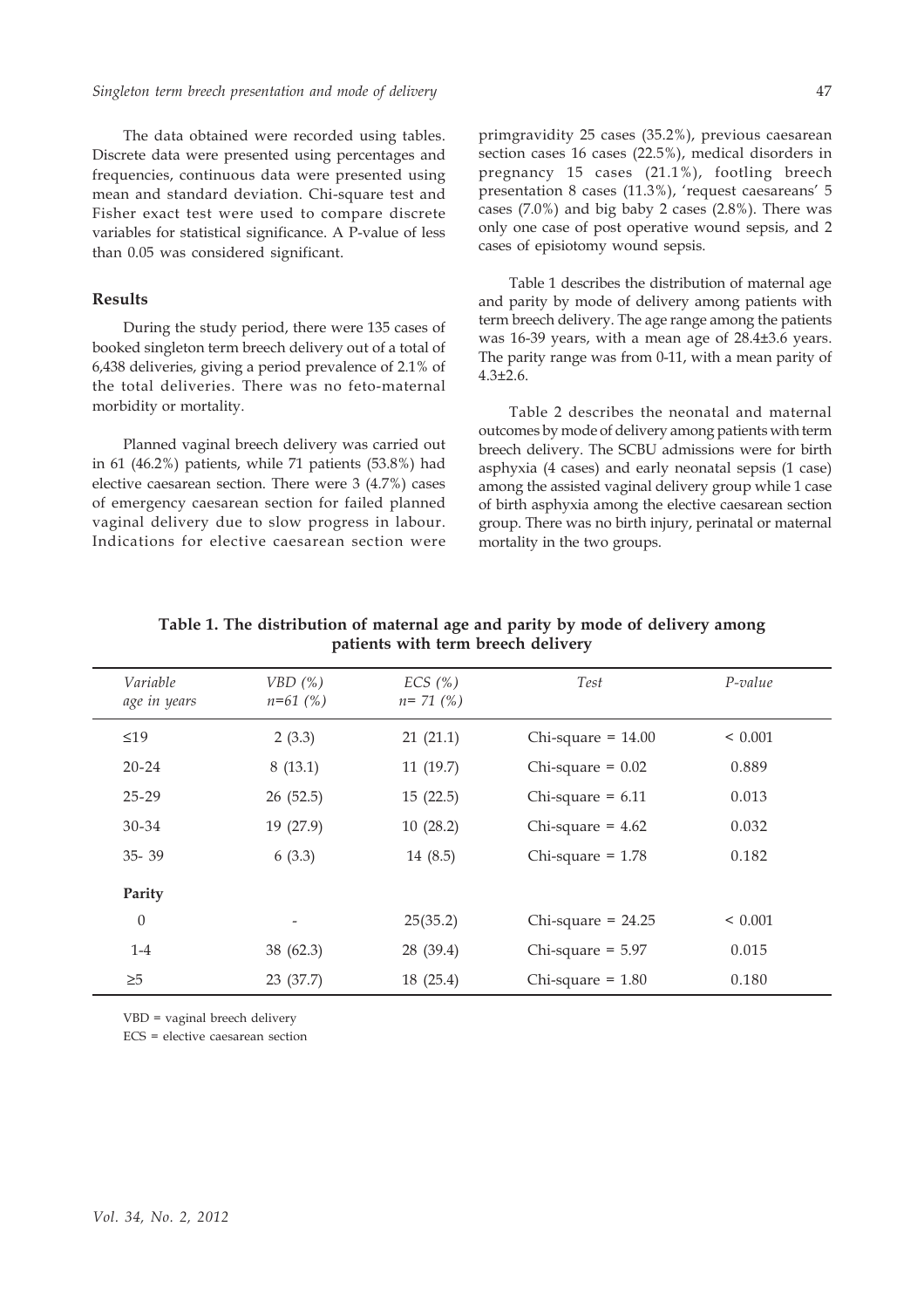The data obtained were recorded using tables. Discrete data were presented using percentages and frequencies, continuous data were presented using mean and standard deviation. Chi-square test and Fisher exact test were used to compare discrete variables for statistical significance. A P-value of less than 0.05 was considered significant.

## Results

During the study period, there were 135 cases of booked singleton term breech delivery out of a total of 6,438 deliveries, giving a period prevalence of 2.1% of the total deliveries. There was no feto-maternal morbidity or mortality.

Planned vaginal breech delivery was carried out in 61 (46.2%) patients, while 71 patients (53.8%) had elective caesarean section. There were 3 (4.7%) cases of emergency caesarean section for failed planned vaginal delivery due to slow progress in labour. Indications for elective caesarean section were primgravidity 25 cases (35.2%), previous caesarean section cases 16 cases (22.5%), medical disorders in pregnancy 15 cases (21.1%), footling breech presentation 8 cases (11.3%), 'request caesareans' 5 cases (7.0%) and big baby 2 cases (2.8%). There was only one case of post operative wound sepsis, and 2 cases of episiotomy wound sepsis.

Table 1 describes the distribution of maternal age and parity by mode of delivery among patients with term breech delivery. The age range among the patients was 16-39 years, with a mean age of 28.4±3.6 years. The parity range was from 0-11, with a mean parity of 4.3±2.6.

Table 2 describes the neonatal and maternal outcomes by mode of delivery among patients with term breech delivery. The SCBU admissions were for birth asphyxia (4 cases) and early neonatal sepsis (1 case) among the assisted vaginal delivery group while 1 case of birth asphyxia among the elective caesarean section group. There was no birth injury, perinatal or maternal mortality in the two groups.

**Table 1. The distribution of maternal age and parity by mode of delivery among patients with term breech delivery**

| *Variable age in years* | *VBD (%) n=61 (%)* | *ECS (%) n= 71 (%)* | *Test* | *P-value* |
|---|---|---|---|---|
| ≤19 | 2 (3.3) | 21 (21.1) | Chi-square = 14.00 | < 0.001 |
| 20-24 | 8 (13.1) | 11 (19.7) | Chi-square = 0.02 | 0.889 |
| 25-29 | 26 (52.5) | 15 (22.5) | Chi-square = 6.11 | 0.013 |
| 30-34 | 19 (27.9) | 10 (28.2) | Chi-square = 4.62 | 0.032 |
| 35- 39 | 6 (3.3) | 14 (8.5) | Chi-square = 1.78 | 0.182 |
| **Parity** | | | | |
| 0 | - | 25(35.2) | Chi-square = 24.25 | < 0.001 |
| 1-4 | 38 (62.3) | 28 (39.4) | Chi-square = 5.97 | 0.015 |
| ≥5 | 23 (37.7) | 18 (25.4) | Chi-square = 1.80 | 0.180 |

VBD = vaginal breech delivery

ECS = elective caesarean section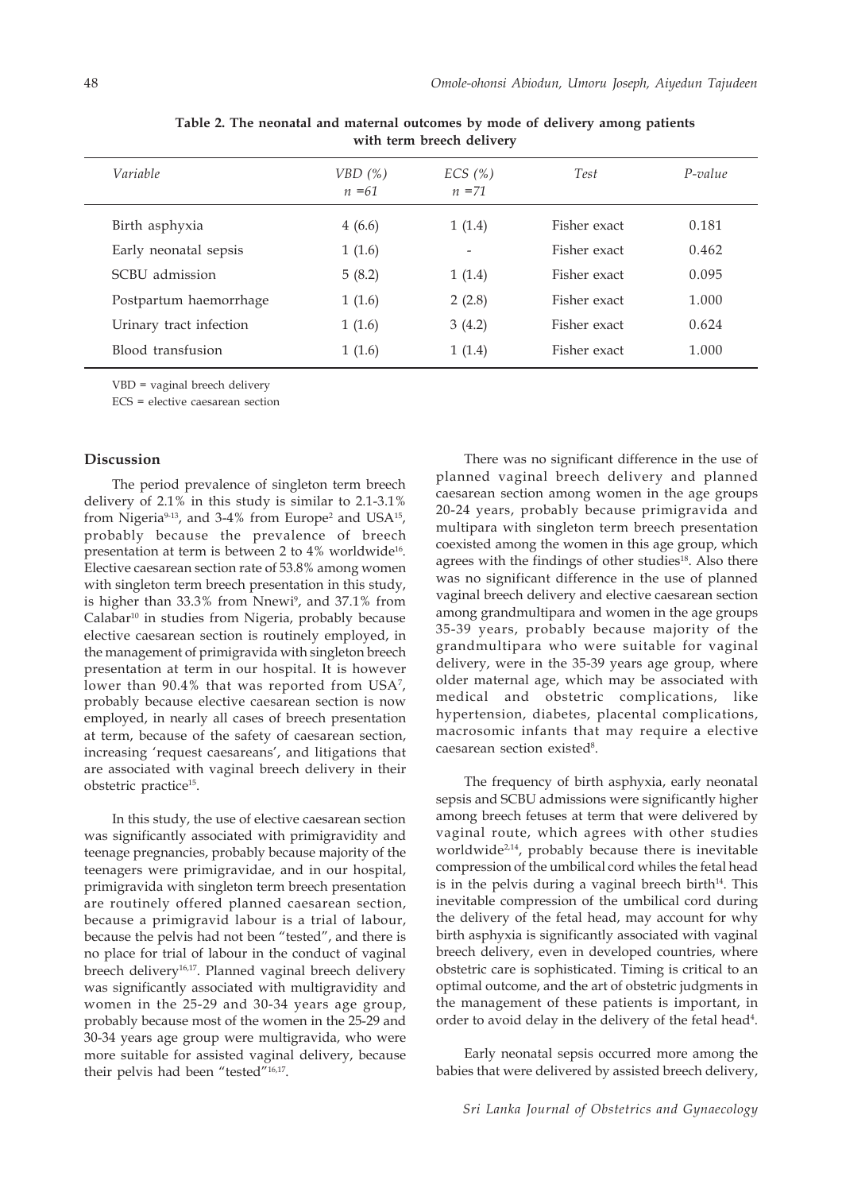**Table 2. The neonatal and maternal outcomes by mode of delivery among patients with term breech delivery**

| Variable | VBD (%) n =61 | ECS (%) n =71 | Test | P-value |
|---|---|---|---|---|
| Birth asphyxia | 4 (6.6) | 1 (1.4) | Fisher exact | 0.181 |
| Early neonatal sepsis | 1 (1.6) | - | Fisher exact | 0.462 |
| SCBU admission | 5 (8.2) | 1 (1.4) | Fisher exact | 0.095 |
| Postpartum haemorrhage | 1 (1.6) | 2 (2.8) | Fisher exact | 1.000 |
| Urinary tract infection | 1 (1.6) | 3 (4.2) | Fisher exact | 0.624 |
| Blood transfusion | 1 (1.6) | 1 (1.4) | Fisher exact | 1.000 |

VBD = vaginal breech delivery

ECS = elective caesarean section

## Discussion

The period prevalence of singleton term breech delivery of 2.1% in this study is similar to 2.1-3.1% from Nigeria[9-13], and 3-4% from Europe[2] and USA[15], probably because the prevalence of breech presentation at term is between 2 to 4% worldwide[16]. Elective caesarean section rate of 53.8% among women with singleton term breech presentation in this study, is higher than 33.3% from Nnewi[9], and 37.1% from Calabar[10] in studies from Nigeria, probably because elective caesarean section is routinely employed, in the management of primigravida with singleton breech presentation at term in our hospital. It is however lower than 90.4% that was reported from USA[7], probably because elective caesarean section is now employed, in nearly all cases of breech presentation at term, because of the safety of caesarean section, increasing 'request caesareans', and litigations that are associated with vaginal breech delivery in their obstetric practice[15].

In this study, the use of elective caesarean section was significantly associated with primigravidity and teenage pregnancies, probably because majority of the teenagers were primigravidae, and in our hospital, primigravida with singleton term breech presentation are routinely offered planned caesarean section, because a primigravid labour is a trial of labour, because the pelvis had not been "tested", and there is no place for trial of labour in the conduct of vaginal breech delivery[16,17]. Planned vaginal breech delivery was significantly associated with multigravidity and women in the 25-29 and 30-34 years age group, probably because most of the women in the 25-29 and 30-34 years age group were multigravida, who were more suitable for assisted vaginal delivery, because their pelvis had been "tested"[16,17].

There was no significant difference in the use of planned vaginal breech delivery and planned caesarean section among women in the age groups 20-24 years, probably because primigravida and multipara with singleton term breech presentation coexisted among the women in this age group, which agrees with the findings of other studies[18]. Also there was no significant difference in the use of planned vaginal breech delivery and elective caesarean section among grandmultipara and women in the age groups 35-39 years, probably because majority of the grandmultipara who were suitable for vaginal delivery, were in the 35-39 years age group, where older maternal age, which may be associated with medical and obstetric complications, like hypertension, diabetes, placental complications, macrosomic infants that may require a elective caesarean section existed[8].

The frequency of birth asphyxia, early neonatal sepsis and SCBU admissions were significantly higher among breech fetuses at term that were delivered by vaginal route, which agrees with other studies worldwide[2,14], probably because there is inevitable compression of the umbilical cord whiles the fetal head is in the pelvis during a vaginal breech birth[14]. This inevitable compression of the umbilical cord during the delivery of the fetal head, may account for why birth asphyxia is significantly associated with vaginal breech delivery, even in developed countries, where obstetric care is sophisticated. Timing is critical to an optimal outcome, and the art of obstetric judgments in the management of these patients is important, in order to avoid delay in the delivery of the fetal head[4].

Early neonatal sepsis occurred more among the babies that were delivered by assisted breech delivery,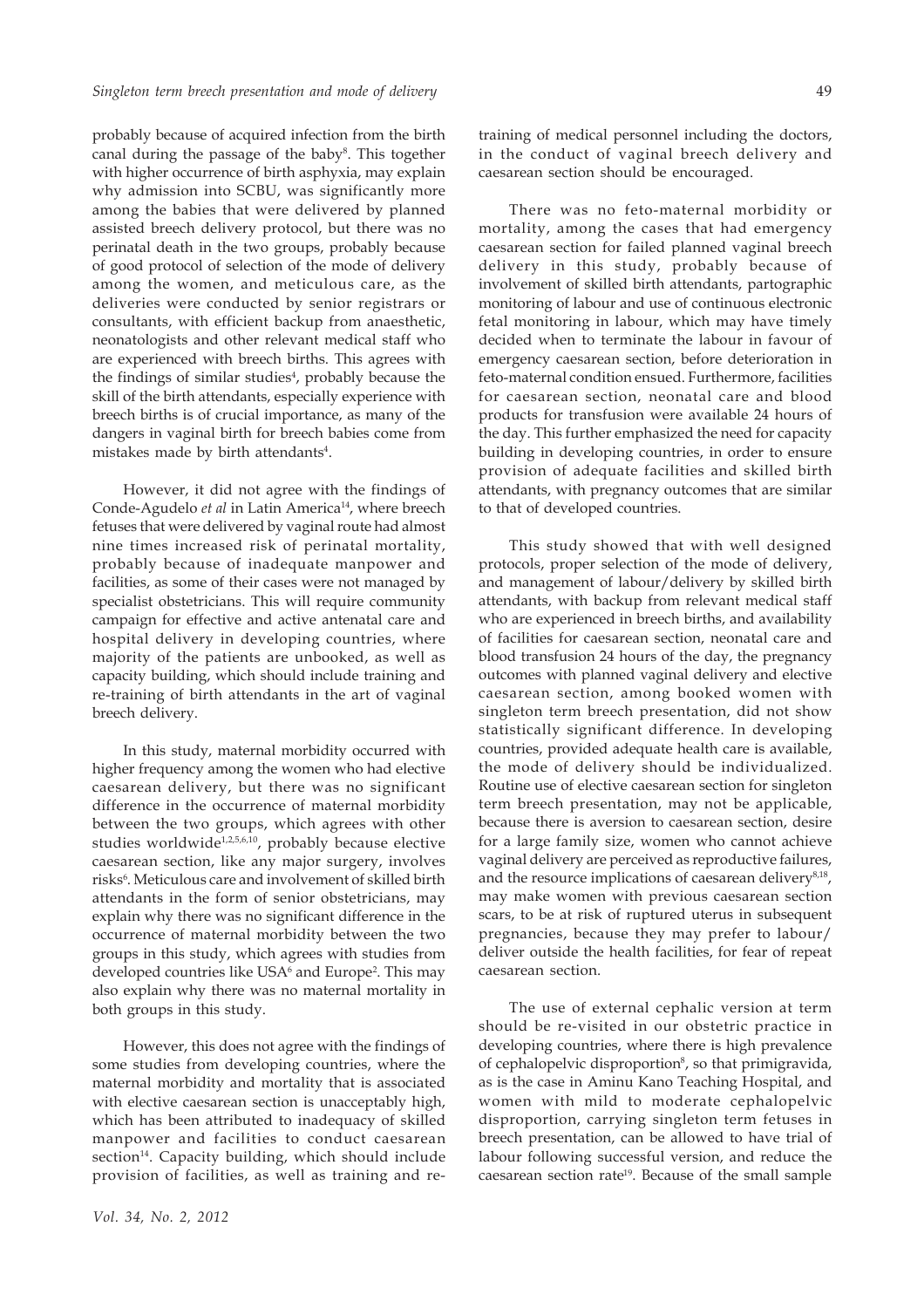probably because of acquired infection from the birth canal during the passage of the baby[8]. This together with higher occurrence of birth asphyxia, may explain why admission into SCBU, was significantly more among the babies that were delivered by planned assisted breech delivery protocol, but there was no perinatal death in the two groups, probably because of good protocol of selection of the mode of delivery among the women, and meticulous care, as the deliveries were conducted by senior registrars or consultants, with efficient backup from anaesthetic, neonatologists and other relevant medical staff who are experienced with breech births. This agrees with the findings of similar studies[4], probably because the skill of the birth attendants, especially experience with breech births is of crucial importance, as many of the dangers in vaginal birth for breech babies come from mistakes made by birth attendants[4].

However, it did not agree with the findings of Conde-Agudelo *et al* in Latin America[14], where breech fetuses that were delivered by vaginal route had almost nine times increased risk of perinatal mortality, probably because of inadequate manpower and facilities, as some of their cases were not managed by specialist obstetricians. This will require community campaign for effective and active antenatal care and hospital delivery in developing countries, where majority of the patients are unbooked, as well as capacity building, which should include training and re-training of birth attendants in the art of vaginal breech delivery.

In this study, maternal morbidity occurred with higher frequency among the women who had elective caesarean delivery, but there was no significant difference in the occurrence of maternal morbidity between the two groups, which agrees with other studies worldwide[1,2,5,6,10], probably because elective caesarean section, like any major surgery, involves risks[6]. Meticulous care and involvement of skilled birth attendants in the form of senior obstetricians, may explain why there was no significant difference in the occurrence of maternal morbidity between the two groups in this study, which agrees with studies from developed countries like USA[6] and Europe[2]. This may also explain why there was no maternal mortality in both groups in this study.

However, this does not agree with the findings of some studies from developing countries, where the maternal morbidity and mortality that is associated with elective caesarean section is unacceptably high, which has been attributed to inadequacy of skilled manpower and facilities to conduct caesarean section[14]. Capacity building, which should include provision of facilities, as well as training and re-training of medical personnel including the doctors, in the conduct of vaginal breech delivery and caesarean section should be encouraged.

There was no feto-maternal morbidity or mortality, among the cases that had emergency caesarean section for failed planned vaginal breech delivery in this study, probably because of involvement of skilled birth attendants, partographic monitoring of labour and use of continuous electronic fetal monitoring in labour, which may have timely decided when to terminate the labour in favour of emergency caesarean section, before deterioration in feto-maternal condition ensued. Furthermore, facilities for caesarean section, neonatal care and blood products for transfusion were available 24 hours of the day. This further emphasized the need for capacity building in developing countries, in order to ensure provision of adequate facilities and skilled birth attendants, with pregnancy outcomes that are similar to that of developed countries.

This study showed that with well designed protocols, proper selection of the mode of delivery, and management of labour/delivery by skilled birth attendants, with backup from relevant medical staff who are experienced in breech births, and availability of facilities for caesarean section, neonatal care and blood transfusion 24 hours of the day, the pregnancy outcomes with planned vaginal delivery and elective caesarean section, among booked women with singleton term breech presentation, did not show statistically significant difference. In developing countries, provided adequate health care is available, the mode of delivery should be individualized. Routine use of elective caesarean section for singleton term breech presentation, may not be applicable, because there is aversion to caesarean section, desire for a large family size, women who cannot achieve vaginal delivery are perceived as reproductive failures, and the resource implications of caesarean delivery[8,18], may make women with previous caesarean section scars, to be at risk of ruptured uterus in subsequent pregnancies, because they may prefer to labour/deliver outside the health facilities, for fear of repeat caesarean section.

The use of external cephalic version at term should be re-visited in our obstetric practice in developing countries, where there is high prevalence of cephalopelvic disproportion[8], so that primigravida, as is the case in Aminu Kano Teaching Hospital, and women with mild to moderate cephalopelvic disproportion, carrying singleton term fetuses in breech presentation, can be allowed to have trial of labour following successful version, and reduce the caesarean section rate[19]. Because of the small sample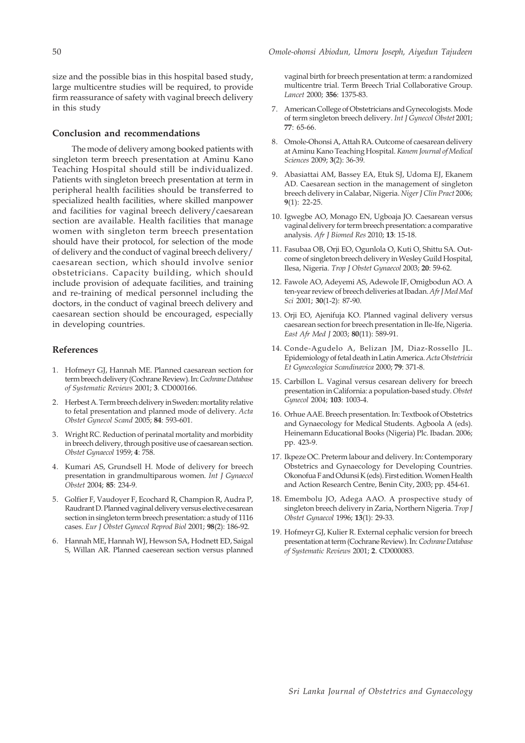size and the possible bias in this hospital based study, large multicentre studies will be required, to provide firm reassurance of safety with vaginal breech delivery in this study

## Conclusion and recommendations

The mode of delivery among booked patients with singleton term breech presentation at Aminu Kano Teaching Hospital should still be individualized. Patients with singleton breech presentation at term in peripheral health facilities should be transferred to specialized health facilities, where skilled manpower and facilities for vaginal breech delivery/caesarean section are available. Health facilities that manage women with singleton term breech presentation should have their protocol, for selection of the mode of delivery and the conduct of vaginal breech delivery/ caesarean section, which should involve senior obstetricians. Capacity building, which should include provision of adequate facilities, and training and re-training of medical personnel including the doctors, in the conduct of vaginal breech delivery and caesarean section should be encouraged, especially in developing countries.

## References

1. Hofmeyr GJ, Hannah ME. Planned caesarean section for term breech delivery (Cochrane Review). In: *Cochrane Database of Systematic Reviews* 2001; **3**. CD000166.
2. Herbest A. Term breech delivery in Sweden: mortality relative to fetal presentation and planned mode of delivery. *Acta Obstet Gynecol Scand* 2005; **84**: 593-601.
3. Wright RC. Reduction of perinatal mortality and morbidity in breech delivery, through positive use of caesarean section. *Obstet Gynaecol* 1959; **4**: 758.
4. Kumari AS, Grundsell H. Mode of delivery for breech presentation in grandmultiparous women. *Int J Gynaecol Obstet* 2004; **85**: 234-9.
5. Golfier F, Vaudoyer F, Ecochard R, Champion R, Audra P, Raudrant D. Planned vaginal delivery versus elective cesarean section in singleton term breech presentation: a study of 1116 cases. *Eur J Obstet Gynecol Reprod Biol* 2001; **98**(2): 186-92.
6. Hannah ME, Hannah WJ, Hewson SA, Hodnett ED, Saigal S, Willan AR. Planned caeserean section versus planned vaginal birth for breech presentation at term: a randomized multicentre trial. Term Breech Trial Collaborative Group. *Lancet* 2000; **356**: 1375-83.
7. American College of Obstetricians and Gynecologists. Mode of term singleton breech delivery. *Int J Gynecol Obstet* 2001; **77**: 65-66.
8. Omole-Ohonsi A, Attah RA. Outcome of caesarean delivery at Aminu Kano Teaching Hospital. *Kanem Journal of Medical Sciences* 2009; **3**(2): 36-39.
9. Abasiattai AM, Bassey EA, Etuk SJ, Udoma EJ, Ekanem AD. Caesarean section in the management of singleton breech delivery in Calabar, Nigeria. *Niger J Clin Pract* 2006; **9**(1): 22-25.
10. Igwegbe AO, Monago EN, Ugboaja JO. Caesarean versus vaginal delivery for term breech presentation: a comparative analysis. *Afr J Biomed Res* 2010; **13**: 15-18.
11. Fasubaa OB, Orji EO, Ogunlola O, Kuti O, Shittu SA. Outcome of singleton breech delivery in Wesley Guild Hospital, Ilesa, Nigeria. *Trop J Obstet Gynaecol* 2003; **20**: 59-62.
12. Fawole AO, Adeyemi AS, Adewole IF, Omigbodun AO. A ten-year review of breech deliveries at Ibadan. *Afr J Med Med Sci* 2001; **30**(1-2): 87-90.
13. Orji EO, Ajenifuja KO. Planned vaginal delivery versus caesarean section for breech presentation in Ile-Ife, Nigeria. *East Afr Med J* 2003; **80**(11): 589-91.
14. Conde-Agudelo A, Belizan JM, Diaz-Rossello JL. Epidemiology of fetal death in Latin America. *Acta Obstetricia Et Gynecologica Scandinavica* 2000; **79**: 371-8.
15. Carbillon L. Vaginal versus cesarean delivery for breech presentation in California: a population-based study. *Obstet Gynecol* 2004; **103**: 1003-4.
16. Orhue AAE. Breech presentation. In: Textbook of Obstetrics and Gynaecology for Medical Students. Agboola A (eds). Heinemann Educational Books (Nigeria) Plc. Ibadan. 2006; pp. 423-9.
17. Ikpeze OC. Preterm labour and delivery. In: Contemporary Obstetrics and Gynaecology for Developing Countries. Okonofua F and Odunsi K (eds). First edition. Women Health and Action Research Centre, Benin City, 2003; pp. 454-61.
18. Emembolu JO, Adega AAO. A prospective study of singleton breech delivery in Zaria, Northern Nigeria. *Trop J Obstet Gynaecol* 1996; **13**(1): 29-33.
19. Hofmeyr GJ, Kulier R. External cephalic version for breech presentation at term (Cochrane Review). In: *Cochrane Database of Systematic Reviews* 2001; **2**. CD000083.